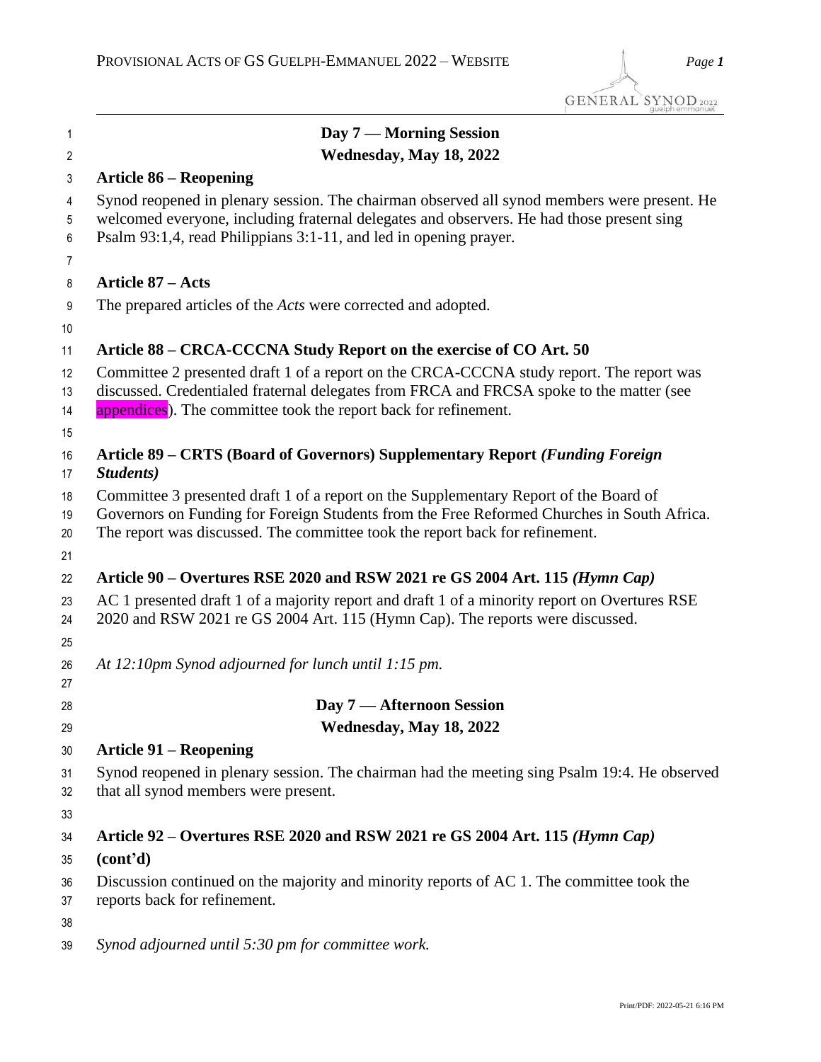## Day 7 — Morning Session
## Wednesday, May 18, 2022

### Article 86 – Reopening

Synod reopened in plenary session. The chairman observed all synod members were present. He welcomed everyone, including fraternal delegates and observers. He had those present sing Psalm 93:1,4, read Philippians 3:1-11, and led in opening prayer.

### Article 87 – Acts

The prepared articles of the *Acts* were corrected and adopted.

### Article 88 – CRCA-CCCNA Study Report on the exercise of CO Art. 50

Committee 2 presented draft 1 of a report on the CRCA-CCCNA study report. The report was discussed. Credentialed fraternal delegates from FRCA and FRCSA spoke to the matter (see appendices). The committee took the report back for refinement.

### Article 89 – CRTS (Board of Governors) Supplementary Report *(Funding Foreign Students)*

Committee 3 presented draft 1 of a report on the Supplementary Report of the Board of Governors on Funding for Foreign Students from the Free Reformed Churches in South Africa. The report was discussed. The committee took the report back for refinement.

### Article 90 – Overtures RSE 2020 and RSW 2021 re GS 2004 Art. 115 *(Hymn Cap)*

AC 1 presented draft 1 of a majority report and draft 1 of a minority report on Overtures RSE 2020 and RSW 2021 re GS 2004 Art. 115 (Hymn Cap). The reports were discussed.

*At 12:10pm Synod adjourned for lunch until 1:15 pm.*

## Day 7 — Afternoon Session
## Wednesday, May 18, 2022

### Article 91 – Reopening

Synod reopened in plenary session. The chairman had the meeting sing Psalm 19:4. He observed that all synod members were present.

### Article 92 – Overtures RSE 2020 and RSW 2021 re GS 2004 Art. 115 *(Hymn Cap)* (cont'd)

Discussion continued on the majority and minority reports of AC 1. The committee took the reports back for refinement.

*Synod adjourned until 5:30 pm for committee work.*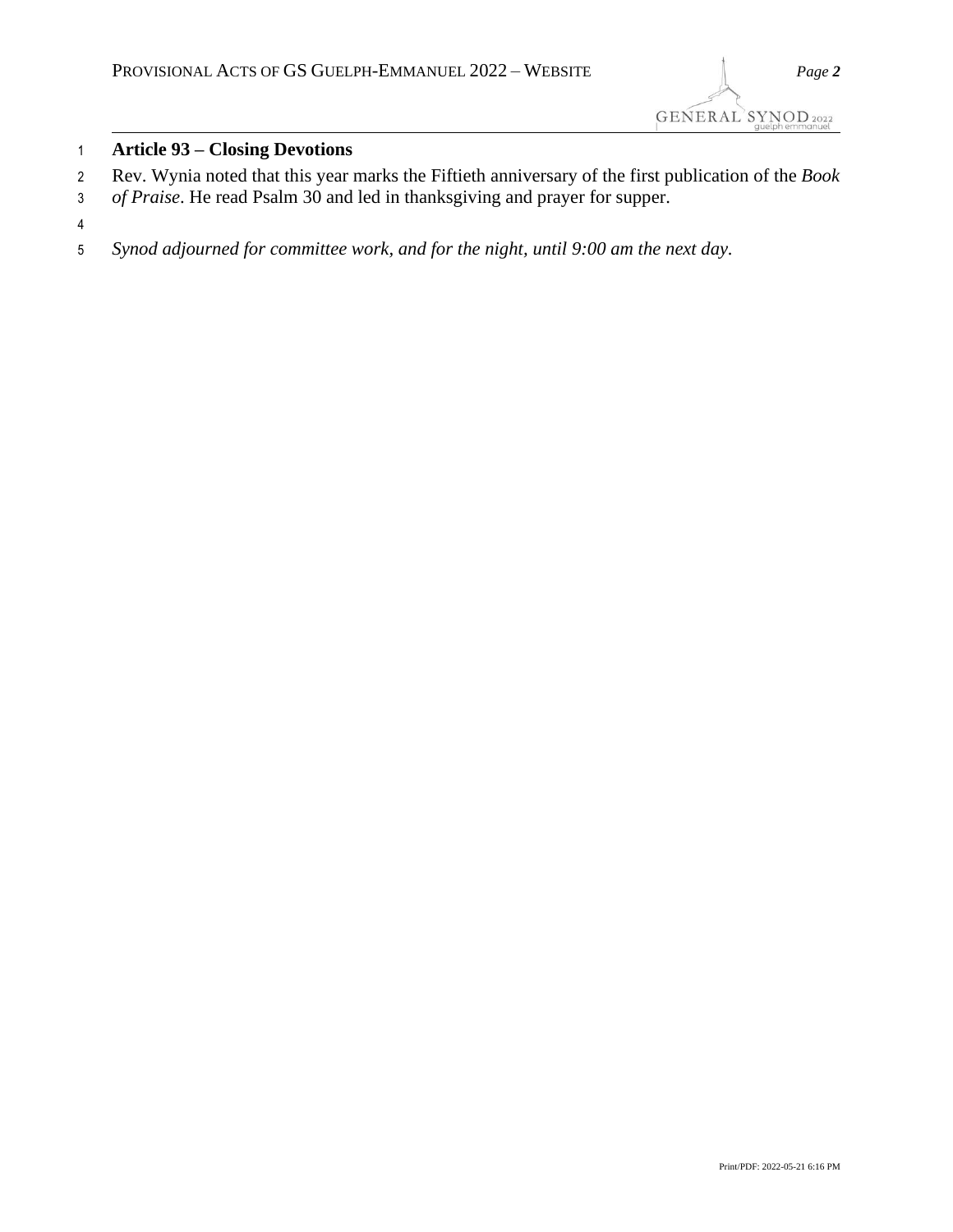**Article 93 – Closing Devotions**

Rev. Wynia noted that this year marks the Fiftieth anniversary of the first publication of the *Book of Praise*. He read Psalm 30 and led in thanksgiving and prayer for supper.

*Synod adjourned for committee work, and for the night, until 9:00 am the next day.*